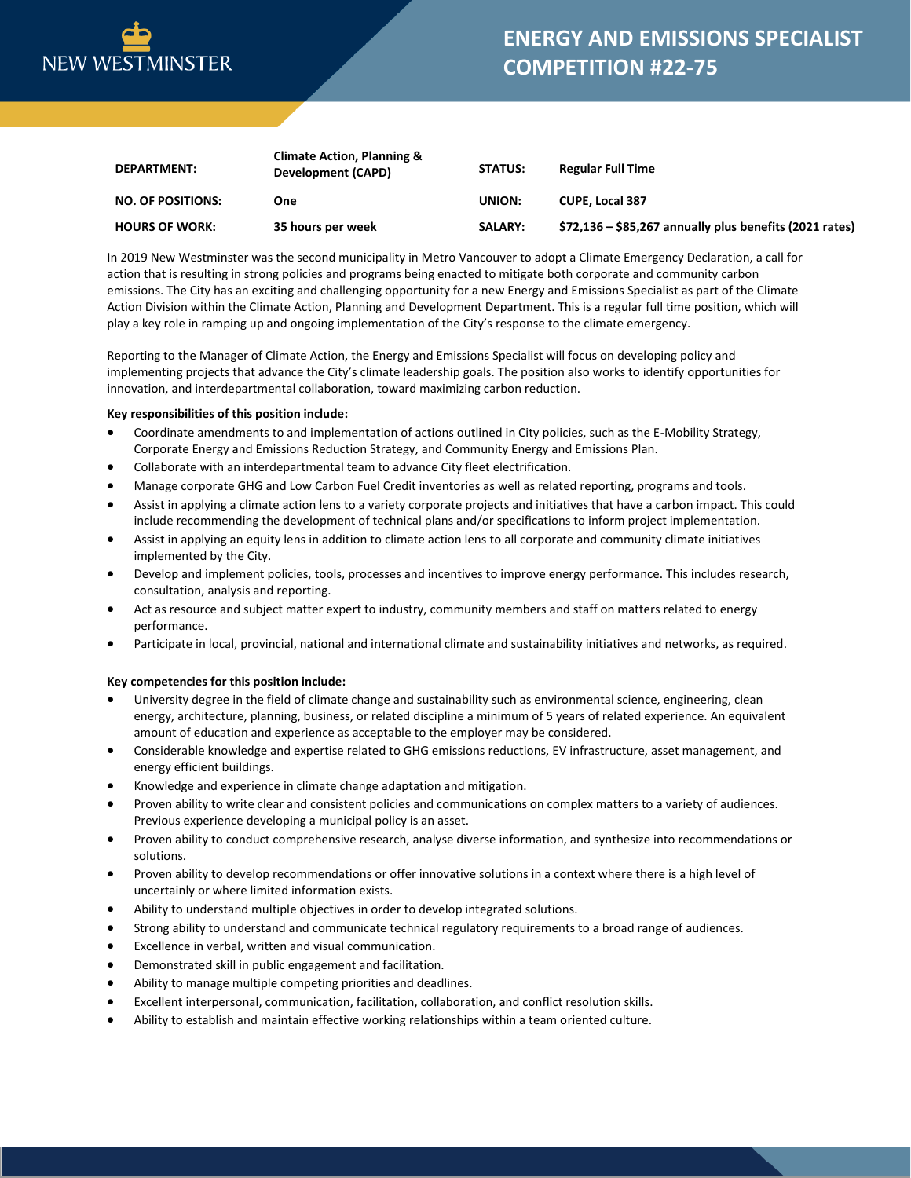NEW WESTMINSTER

# ENERGY AND EMISSIONS SPECIALIST COMPETITION #22-75

| | | | |
|---|---|---|---|
| **DEPARTMENT:** | **Climate Action, Planning & Development (CAPD)** | **STATUS:** | **Regular Full Time** |
| **NO. OF POSITIONS:** | **One** | **UNION:** | **CUPE, Local 387** |
| **HOURS OF WORK:** | **35 hours per week** | **SALARY:** | **$72,136 – $85,267 annually plus benefits (2021 rates)** |

In 2019 New Westminster was the second municipality in Metro Vancouver to adopt a Climate Emergency Declaration, a call for action that is resulting in strong policies and programs being enacted to mitigate both corporate and community carbon emissions. The City has an exciting and challenging opportunity for a new Energy and Emissions Specialist as part of the Climate Action Division within the Climate Action, Planning and Development Department. This is a regular full time position, which will play a key role in ramping up and ongoing implementation of the City's response to the climate emergency.

Reporting to the Manager of Climate Action, the Energy and Emissions Specialist will focus on developing policy and implementing projects that advance the City's climate leadership goals. The position also works to identify opportunities for innovation, and interdepartmental collaboration, toward maximizing carbon reduction.

**Key responsibilities of this position include:**

- Coordinate amendments to and implementation of actions outlined in City policies, such as the E-Mobility Strategy, Corporate Energy and Emissions Reduction Strategy, and Community Energy and Emissions Plan.
- Collaborate with an interdepartmental team to advance City fleet electrification.
- Manage corporate GHG and Low Carbon Fuel Credit inventories as well as related reporting, programs and tools.
- Assist in applying a climate action lens to a variety corporate projects and initiatives that have a carbon impact. This could include recommending the development of technical plans and/or specifications to inform project implementation.
- Assist in applying an equity lens in addition to climate action lens to all corporate and community climate initiatives implemented by the City.
- Develop and implement policies, tools, processes and incentives to improve energy performance. This includes research, consultation, analysis and reporting.
- Act as resource and subject matter expert to industry, community members and staff on matters related to energy performance.
- Participate in local, provincial, national and international climate and sustainability initiatives and networks, as required.

**Key competencies for this position include:**

- University degree in the field of climate change and sustainability such as environmental science, engineering, clean energy, architecture, planning, business, or related discipline a minimum of 5 years of related experience. An equivalent amount of education and experience as acceptable to the employer may be considered.
- Considerable knowledge and expertise related to GHG emissions reductions, EV infrastructure, asset management, and energy efficient buildings.
- Knowledge and experience in climate change adaptation and mitigation.
- Proven ability to write clear and consistent policies and communications on complex matters to a variety of audiences. Previous experience developing a municipal policy is an asset.
- Proven ability to conduct comprehensive research, analyse diverse information, and synthesize into recommendations or solutions.
- Proven ability to develop recommendations or offer innovative solutions in a context where there is a high level of uncertainly or where limited information exists.
- Ability to understand multiple objectives in order to develop integrated solutions.
- Strong ability to understand and communicate technical regulatory requirements to a broad range of audiences.
- Excellence in verbal, written and visual communication.
- Demonstrated skill in public engagement and facilitation.
- Ability to manage multiple competing priorities and deadlines.
- Excellent interpersonal, communication, facilitation, collaboration, and conflict resolution skills.
- Ability to establish and maintain effective working relationships within a team oriented culture.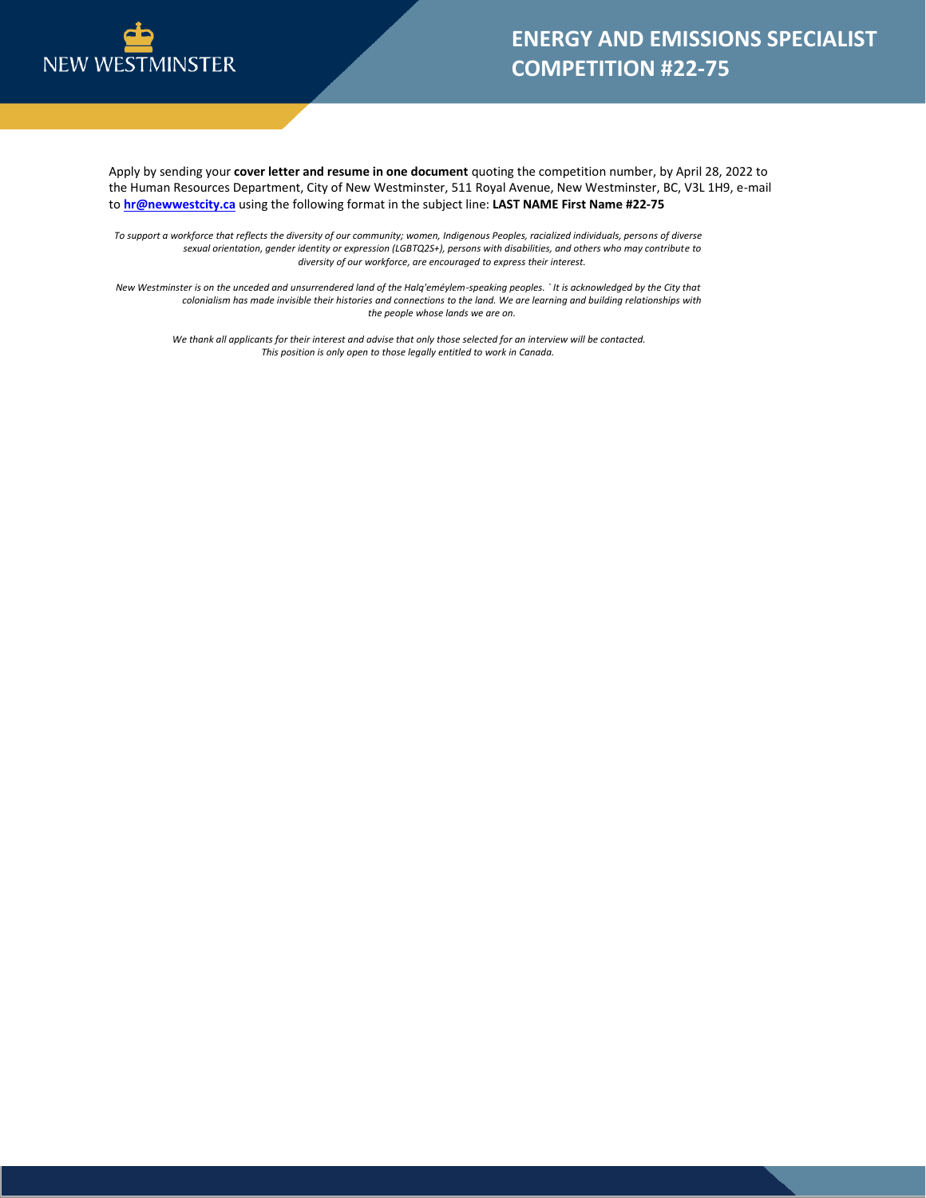# ENERGY AND EMISSIONS SPECIALIST COMPETITION #22-75

Apply by sending your **cover letter and resume in one document** quoting the competition number, by April 28, 2022 to the Human Resources Department, City of New Westminster, 511 Royal Avenue, New Westminster, BC, V3L 1H9, e-mail to **hr@newwestcity.ca** using the following format in the subject line: **LAST NAME First Name #22-75**

*To support a workforce that reflects the diversity of our community; women, Indigenous Peoples, racialized individuals, persons of diverse sexual orientation, gender identity or expression (LGBTQ2S+), persons with disabilities, and others who may contribute to diversity of our workforce, are encouraged to express their interest.*

*New Westminster is on the unceded and unsurrendered land of the Halq'eméylem-speaking peoples. `It is acknowledged by the City that colonialism has made invisible their histories and connections to the land. We are learning and building relationships with the people whose lands we are on.*

*We thank all applicants for their interest and advise that only those selected for an interview will be contacted. This position is only open to those legally entitled to work in Canada.*